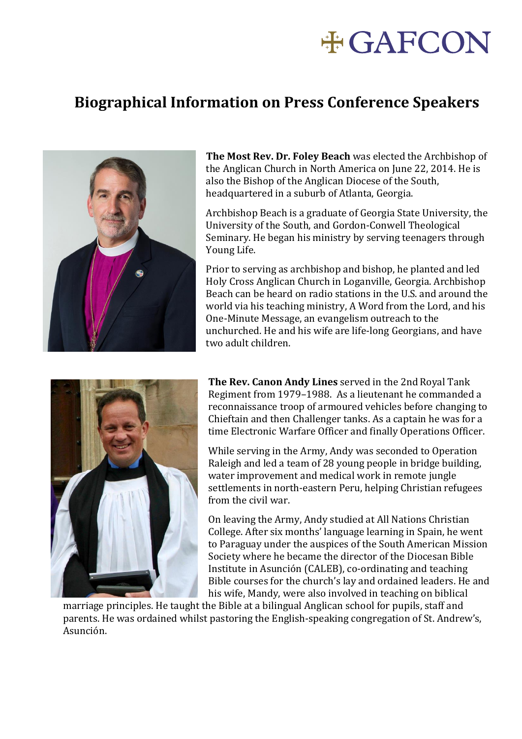# GAFCON

## Biographical Information on Press Conference Speakers

**The Most Rev. Dr. Foley Beach** was elected the Archbishop of the Anglican Church in North America on June 22, 2014. He is also the Bishop of the Anglican Diocese of the South, headquartered in a suburb of Atlanta, Georgia.

Archbishop Beach is a graduate of Georgia State University, the University of the South, and Gordon-Conwell Theological Seminary. He began his ministry by serving teenagers through Young Life.

Prior to serving as archbishop and bishop, he planted and led Holy Cross Anglican Church in Loganville, Georgia. Archbishop Beach can be heard on radio stations in the U.S. and around the world via his teaching ministry, A Word from the Lord, and his One-Minute Message, an evangelism outreach to the unchurched. He and his wife are life-long Georgians, and have two adult children.

**The Rev. Canon Andy Lines** served in the 2nd Royal Tank Regiment from 1979–1988. As a lieutenant he commanded a reconnaissance troop of armoured vehicles before changing to Chieftain and then Challenger tanks. As a captain he was for a time Electronic Warfare Officer and finally Operations Officer.

While serving in the Army, Andy was seconded to Operation Raleigh and led a team of 28 young people in bridge building, water improvement and medical work in remote jungle settlements in north-eastern Peru, helping Christian refugees from the civil war.

On leaving the Army, Andy studied at All Nations Christian College. After six months' language learning in Spain, he went to Paraguay under the auspices of the South American Mission Society where he became the director of the Diocesan Bible Institute in Asunción (CALEB), co-ordinating and teaching Bible courses for the church's lay and ordained leaders. He and his wife, Mandy, were also involved in teaching on biblical marriage principles. He taught the Bible at a bilingual Anglican school for pupils, staff and parents. He was ordained whilst pastoring the English-speaking congregation of St. Andrew's, Asunción.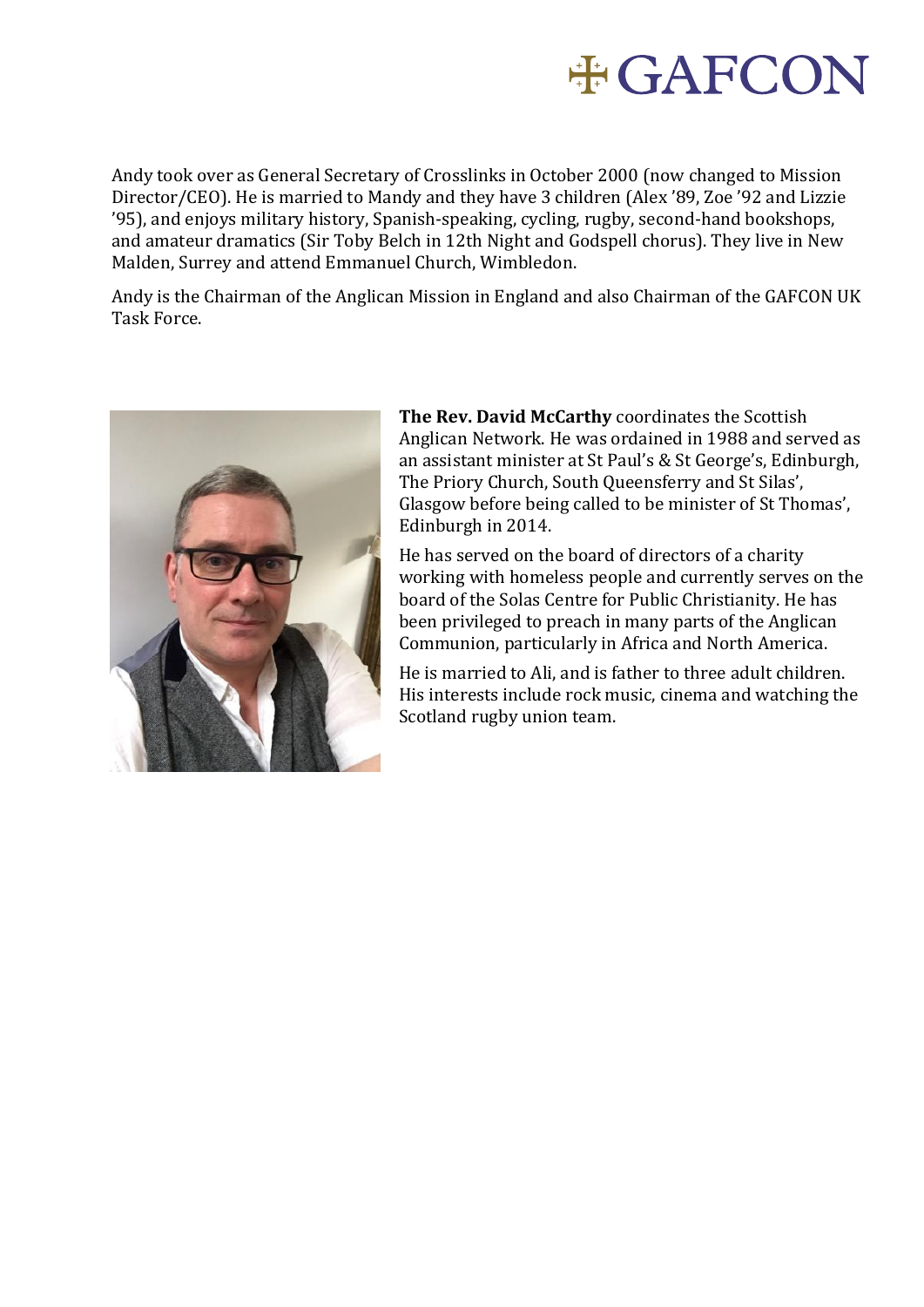Andy took over as General Secretary of Crosslinks in October 2000 (now changed to Mission Director/CEO). He is married to Mandy and they have 3 children (Alex '89, Zoe '92 and Lizzie '95), and enjoys military history, Spanish-speaking, cycling, rugby, second-hand bookshops, and amateur dramatics (Sir Toby Belch in 12th Night and Godspell chorus). They live in New Malden, Surrey and attend Emmanuel Church, Wimbledon.

Andy is the Chairman of the Anglican Mission in England and also Chairman of the GAFCON UK Task Force.

**The Rev. David McCarthy** coordinates the Scottish Anglican Network. He was ordained in 1988 and served as an assistant minister at St Paul's & St George's, Edinburgh, The Priory Church, South Queensferry and St Silas', Glasgow before being called to be minister of St Thomas', Edinburgh in 2014.

He has served on the board of directors of a charity working with homeless people and currently serves on the board of the Solas Centre for Public Christianity. He has been privileged to preach in many parts of the Anglican Communion, particularly in Africa and North America.

He is married to Ali, and is father to three adult children. His interests include rock music, cinema and watching the Scotland rugby union team.